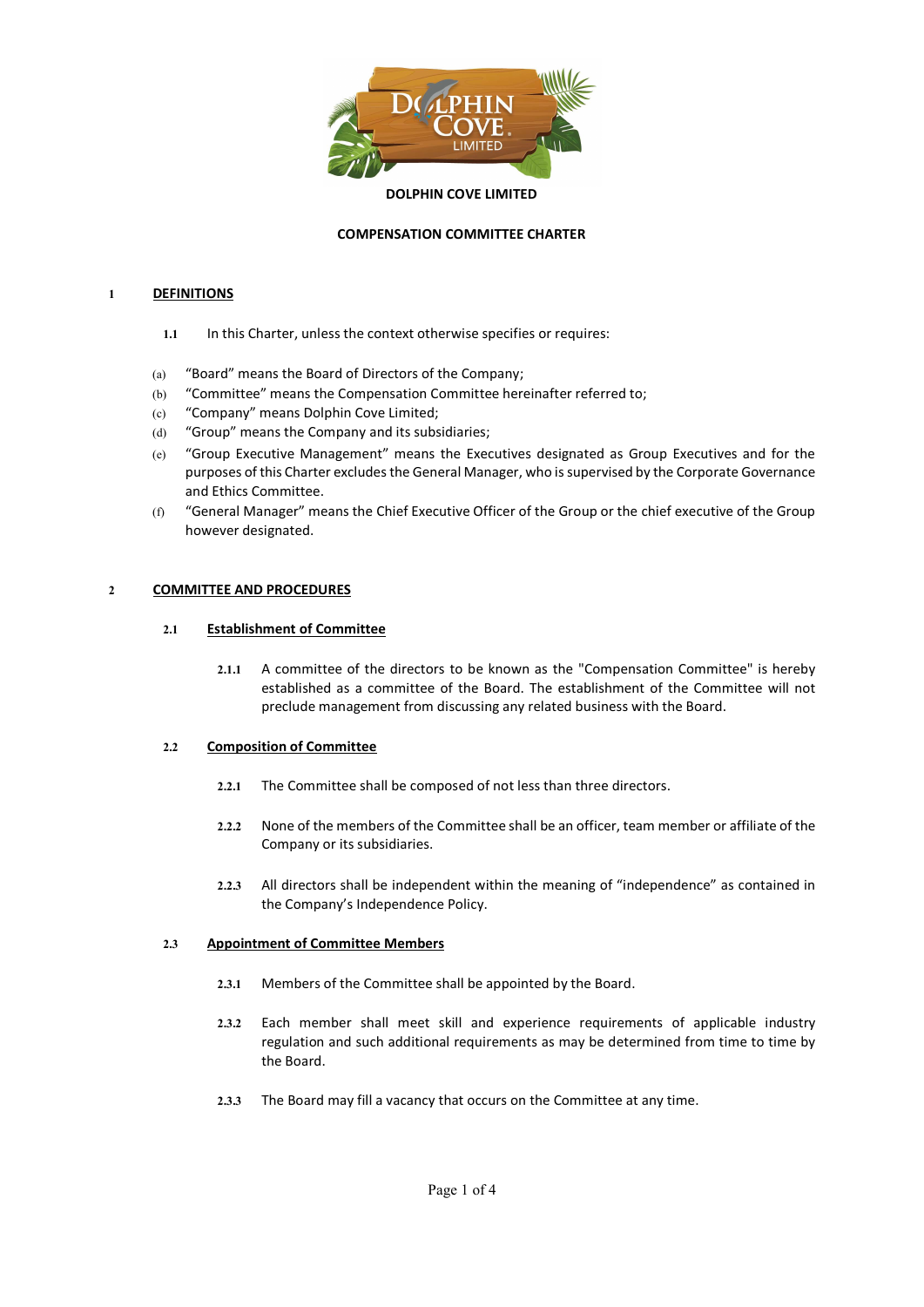**DOLPHIN COVE LIMITED**

**COMPENSATION COMMITTEE CHARTER**

## 1 DEFINITIONS

**1.1** In this Charter, unless the context otherwise specifies or requires:

(a) "Board" means the Board of Directors of the Company;

(b) "Committee" means the Compensation Committee hereinafter referred to;

(c) "Company" means Dolphin Cove Limited;

(d) "Group" means the Company and its subsidiaries;

(e) "Group Executive Management" means the Executives designated as Group Executives and for the purposes of this Charter excludes the General Manager, who is supervised by the Corporate Governance and Ethics Committee.

(f) "General Manager" means the Chief Executive Officer of the Group or the chief executive of the Group however designated.

## 2 COMMITTEE AND PROCEDURES

### 2.1 Establishment of Committee

**2.1.1** A committee of the directors to be known as the "Compensation Committee" is hereby established as a committee of the Board. The establishment of the Committee will not preclude management from discussing any related business with the Board.

### 2.2 Composition of Committee

**2.2.1** The Committee shall be composed of not less than three directors.

**2.2.2** None of the members of the Committee shall be an officer, team member or affiliate of the Company or its subsidiaries.

**2.2.3** All directors shall be independent within the meaning of "independence" as contained in the Company's Independence Policy.

### 2.3 Appointment of Committee Members

**2.3.1** Members of the Committee shall be appointed by the Board.

**2.3.2** Each member shall meet skill and experience requirements of applicable industry regulation and such additional requirements as may be determined from time to time by the Board.

**2.3.3** The Board may fill a vacancy that occurs on the Committee at any time.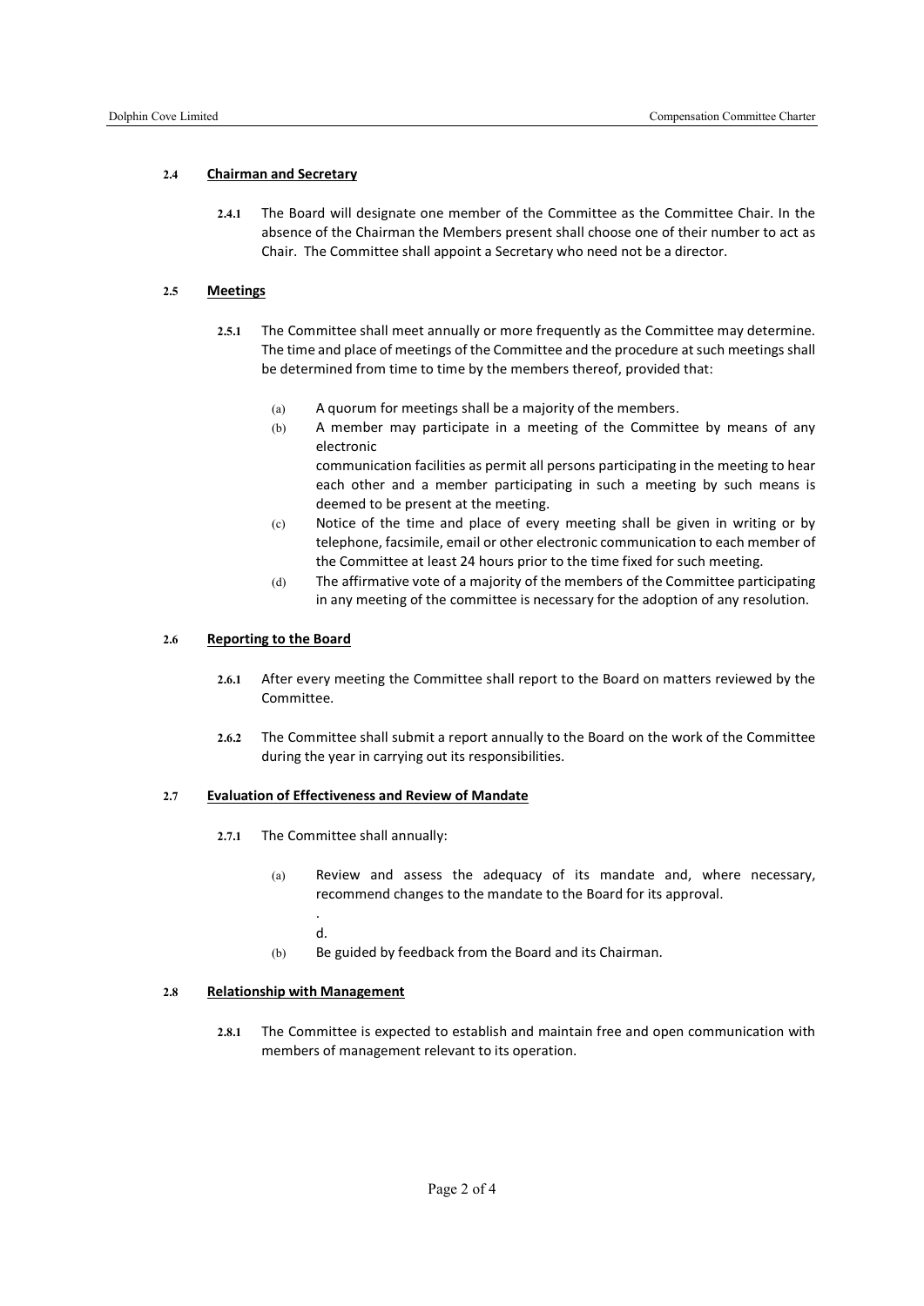#### 2.4 Chairman and Secretary

**2.4.1** The Board will designate one member of the Committee as the Committee Chair. In the absence of the Chairman the Members present shall choose one of their number to act as Chair. The Committee shall appoint a Secretary who need not be a director.

#### 2.5 Meetings

**2.5.1** The Committee shall meet annually or more frequently as the Committee may determine. The time and place of meetings of the Committee and the procedure at such meetings shall be determined from time to time by the members thereof, provided that:

(a) A quorum for meetings shall be a majority of the members.

(b) A member may participate in a meeting of the Committee by means of any electronic communication facilities as permit all persons participating in the meeting to hear each other and a member participating in such a meeting by such means is deemed to be present at the meeting.

(c) Notice of the time and place of every meeting shall be given in writing or by telephone, facsimile, email or other electronic communication to each member of the Committee at least 24 hours prior to the time fixed for such meeting.

(d) The affirmative vote of a majority of the members of the Committee participating in any meeting of the committee is necessary for the adoption of any resolution.

#### 2.6 Reporting to the Board

**2.6.1** After every meeting the Committee shall report to the Board on matters reviewed by the Committee.

**2.6.2** The Committee shall submit a report annually to the Board on the work of the Committee during the year in carrying out its responsibilities.

#### 2.7 Evaluation of Effectiveness and Review of Mandate

**2.7.1** The Committee shall annually:

(a) Review and assess the adequacy of its mandate and, where necessary, recommend changes to the mandate to the Board for its approval.

.

d.

(b) Be guided by feedback from the Board and its Chairman.

#### 2.8 Relationship with Management

**2.8.1** The Committee is expected to establish and maintain free and open communication with members of management relevant to its operation.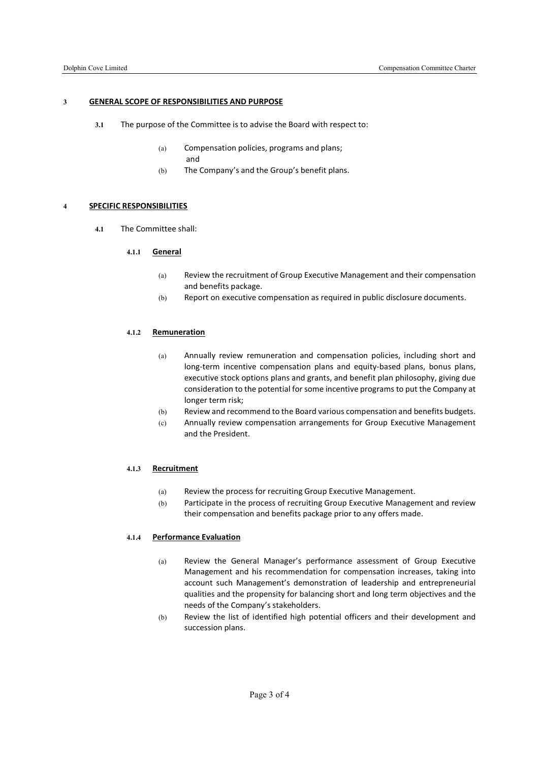## 3 GENERAL SCOPE OF RESPONSIBILITIES AND PURPOSE

**3.1** The purpose of the Committee is to advise the Board with respect to:

(a) Compensation policies, programs and plans; and

(b) The Company's and the Group's benefit plans.

## 4 SPECIFIC RESPONSIBILITIES

**4.1** The Committee shall:

### 4.1.1 General

(a) Review the recruitment of Group Executive Management and their compensation and benefits package.

(b) Report on executive compensation as required in public disclosure documents.

### 4.1.2 Remuneration

(a) Annually review remuneration and compensation policies, including short and long-term incentive compensation plans and equity-based plans, bonus plans, executive stock options plans and grants, and benefit plan philosophy, giving due consideration to the potential for some incentive programs to put the Company at longer term risk;

(b) Review and recommend to the Board various compensation and benefits budgets.

(c) Annually review compensation arrangements for Group Executive Management and the President.

### 4.1.3 Recruitment

(a) Review the process for recruiting Group Executive Management.

(b) Participate in the process of recruiting Group Executive Management and review their compensation and benefits package prior to any offers made.

### 4.1.4 Performance Evaluation

(a) Review the General Manager's performance assessment of Group Executive Management and his recommendation for compensation increases, taking into account such Management's demonstration of leadership and entrepreneurial qualities and the propensity for balancing short and long term objectives and the needs of the Company's stakeholders.

(b) Review the list of identified high potential officers and their development and succession plans.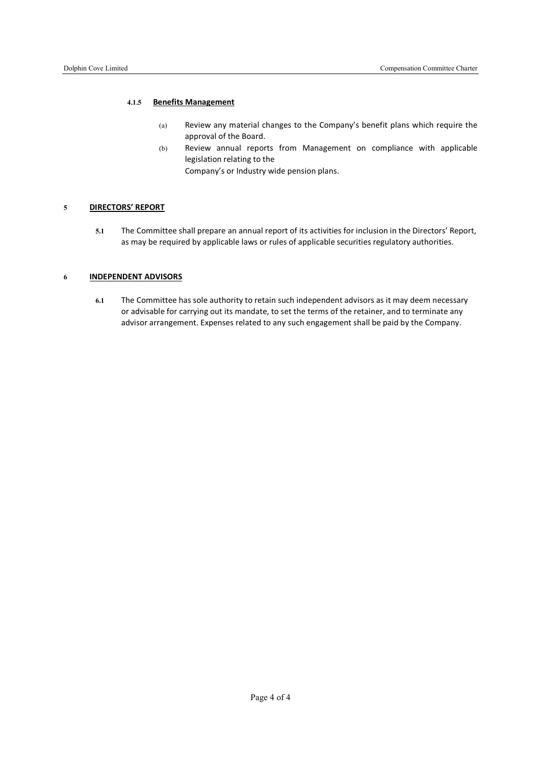#### 4.1.5 Benefits Management

(a) Review any material changes to the Company's benefit plans which require the approval of the Board.

(b) Review annual reports from Management on compliance with applicable legislation relating to the Company's or Industry wide pension plans.

## 5 DIRECTORS' REPORT

**5.1** The Committee shall prepare an annual report of its activities for inclusion in the Directors' Report, as may be required by applicable laws or rules of applicable securities regulatory authorities.

## 6 INDEPENDENT ADVISORS

**6.1** The Committee has sole authority to retain such independent advisors as it may deem necessary or advisable for carrying out its mandate, to set the terms of the retainer, and to terminate any advisor arrangement. Expenses related to any such engagement shall be paid by the Company.